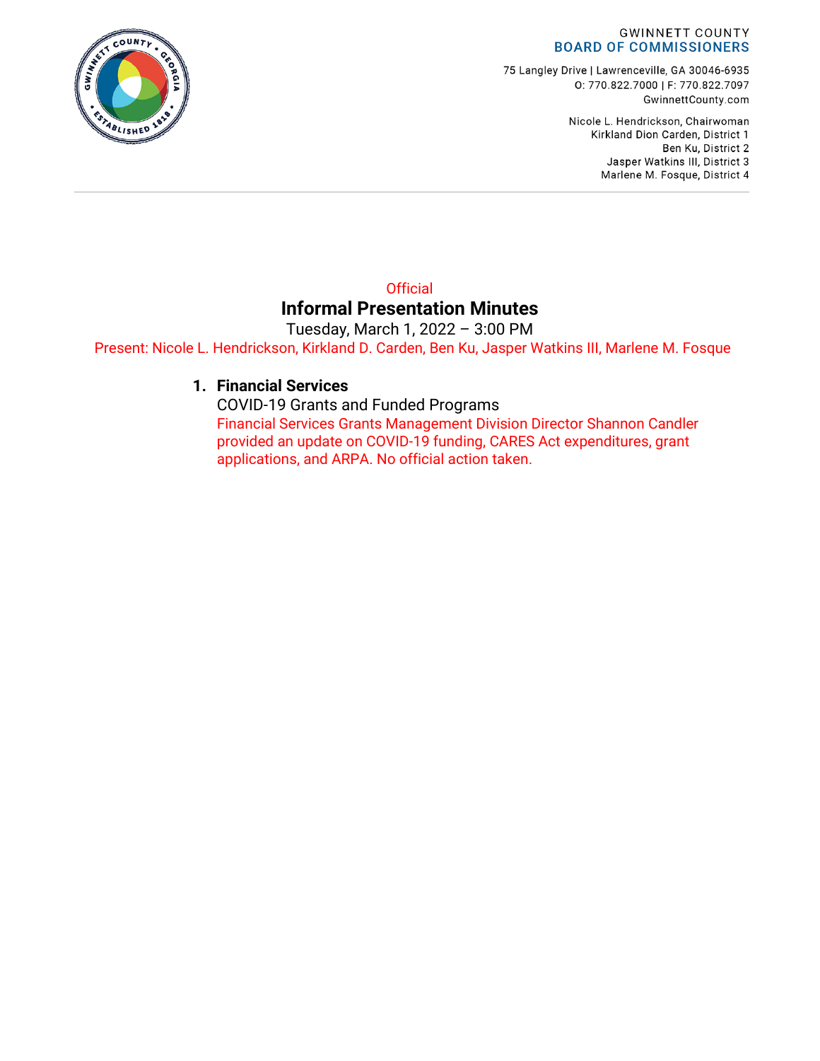GWINNETT COUNTY
**BOARD OF COMMISSIONERS**

75 Langley Drive | Lawrenceville, GA 30046-6935
O: 770.822.7000 | F: 770.822.7097
GwinnettCounty.com

Nicole L. Hendrickson, Chairwoman
Kirkland Dion Carden, District 1
Ben Ku, District 2
Jasper Watkins III, District 3
Marlene M. Fosque, District 4

---

Official

# Informal Presentation Minutes

Tuesday, March 1, 2022 – 3:00 PM

Present: Nicole L. Hendrickson, Kirkland D. Carden, Ben Ku, Jasper Watkins III, Marlene M. Fosque

1. **Financial Services**
   COVID-19 Grants and Funded Programs
   Financial Services Grants Management Division Director Shannon Candler provided an update on COVID-19 funding, CARES Act expenditures, grant applications, and ARPA. No official action taken.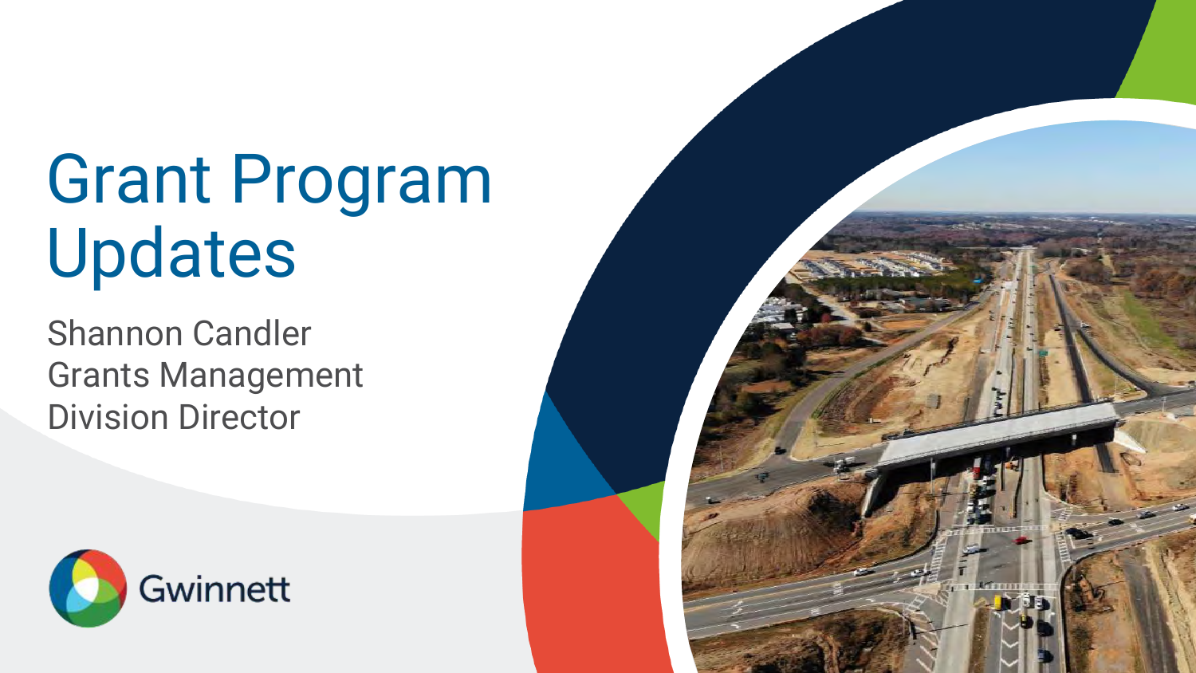# Grant Program Updates

Shannon Candler
Grants Management
Division Director

Gwinnett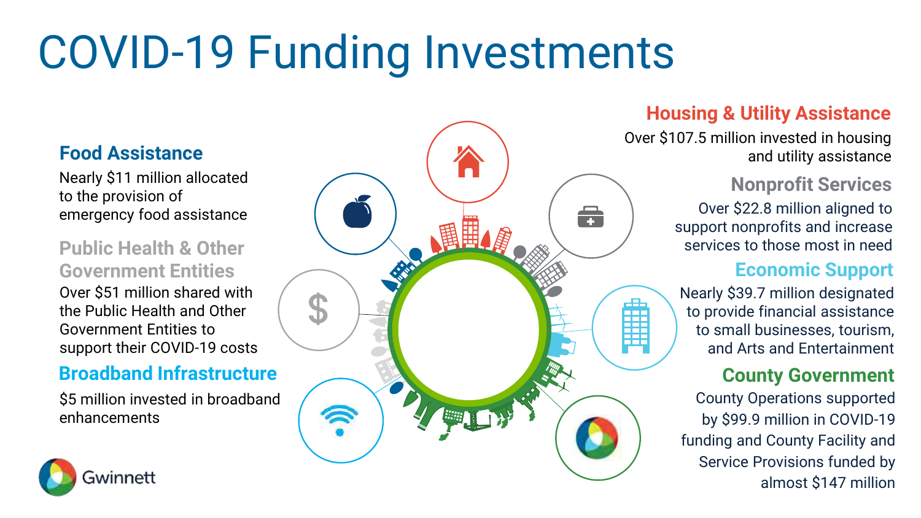# COVID-19 Funding Investments

### Food Assistance

Nearly $11 million allocated to the provision of emergency food assistance

### Public Health & Other Government Entities

Over $51 million shared with the Public Health and Other Government Entities to support their COVID-19 costs

### Broadband Infrastructure

$5 million invested in broadband enhancements

### Housing & Utility Assistance

Over $107.5 million invested in housing and utility assistance

### Nonprofit Services

Over $22.8 million aligned to support nonprofits and increase services to those most in need

### Economic Support

Nearly $39.7 million designated to provide financial assistance to small businesses, tourism, and Arts and Entertainment

### County Government

County Operations supported by $99.9 million in COVID-19 funding and County Facility and Service Provisions funded by almost $147 million

Gwinnett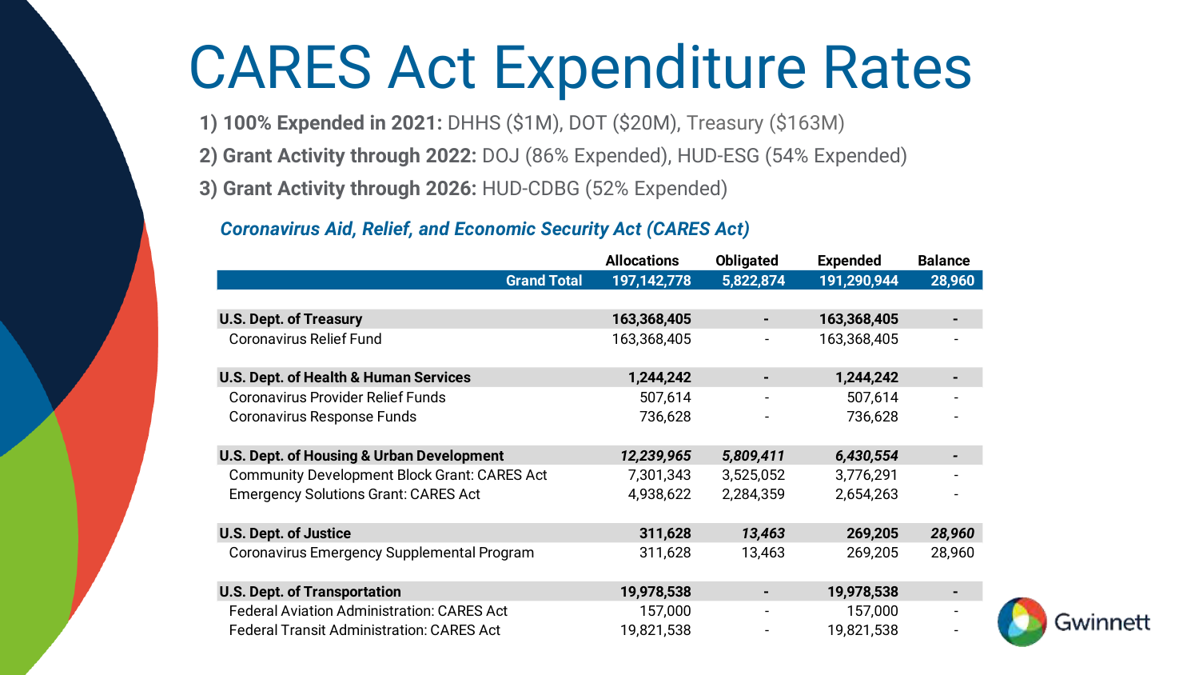# CARES Act Expenditure Rates

1) **100% Expended in 2021:** DHHS ($1M), DOT ($20M), Treasury ($163M)

2) **Grant Activity through 2022:** DOJ (86% Expended), HUD-ESG (54% Expended)

3) **Grant Activity through 2026:** HUD-CDBG (52% Expended)

***Coronavirus Aid, Relief, and Economic Security Act (CARES Act)***

| | Allocations | Obligated | Expended | Balance |
|---|---|---|---|---|
| **Grand Total** | **197,142,778** | **5,822,874** | **191,290,944** | **28,960** |
| | | | | |
| **U.S. Dept. of Treasury** | **163,368,405** | **-** | **163,368,405** | **-** |
| Coronavirus Relief Fund | 163,368,405 | - | 163,368,405 | - |
| | | | | |
| **U.S. Dept. of Health & Human Services** | **1,244,242** | **-** | **1,244,242** | **-** |
| Coronavirus Provider Relief Funds | 507,614 | - | 507,614 | - |
| Coronavirus Response Funds | 736,628 | - | 736,628 | - |
| | | | | |
| **U.S. Dept. of Housing & Urban Development** | ***12,239,965*** | ***5,809,411*** | ***6,430,554*** | **-** |
| Community Development Block Grant: CARES Act | 7,301,343 | 3,525,052 | 3,776,291 | - |
| Emergency Solutions Grant: CARES Act | 4,938,622 | 2,284,359 | 2,654,263 | - |
| | | | | |
| **U.S. Dept. of Justice** | **311,628** | ***13,463*** | **269,205** | ***28,960*** |
| Coronavirus Emergency Supplemental Program | 311,628 | 13,463 | 269,205 | 28,960 |
| | | | | |
| **U.S. Dept. of Transportation** | **19,978,538** | **-** | **19,978,538** | **-** |
| Federal Aviation Administration: CARES Act | 157,000 | - | 157,000 | - |
| Federal Transit Administration: CARES Act | 19,821,538 | - | 19,821,538 | - |

Gwinnett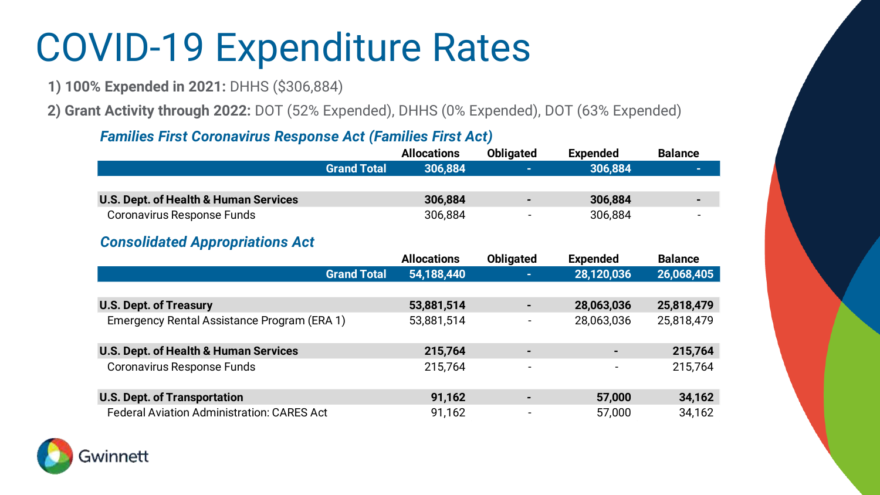# COVID-19 Expenditure Rates

**1) 100% Expended in 2021:** DHHS ($306,884)

**2) Grant Activity through 2022:** DOT (52% Expended), DHHS (0% Expended), DOT (63% Expended)

### *Families First Coronavirus Response Act (Families First Act)*

| | Allocations | Obligated | Expended | Balance |
|---|---|---|---|---|
| **Grand Total** | **306,884** | **-** | **306,884** | **-** |
| **U.S. Dept. of Health & Human Services** | **306,884** | **-** | **306,884** | **-** |
| Coronavirus Response Funds | 306,884 | - | 306,884 | - |

### *Consolidated Appropriations Act*

| | Allocations | Obligated | Expended | Balance |
|---|---|---|---|---|
| **Grand Total** | **54,188,440** | **-** | **28,120,036** | **26,068,405** |
| **U.S. Dept. of Treasury** | **53,881,514** | **-** | **28,063,036** | **25,818,479** |
| Emergency Rental Assistance Program (ERA 1) | 53,881,514 | - | 28,063,036 | 25,818,479 |
| **U.S. Dept. of Health & Human Services** | **215,764** | **-** | **-** | **215,764** |
| Coronavirus Response Funds | 215,764 | - | - | 215,764 |
| **U.S. Dept. of Transportation** | **91,162** | **-** | **57,000** | **34,162** |
| Federal Aviation Administration: CARES Act | 91,162 | - | 57,000 | 34,162 |

Gwinnett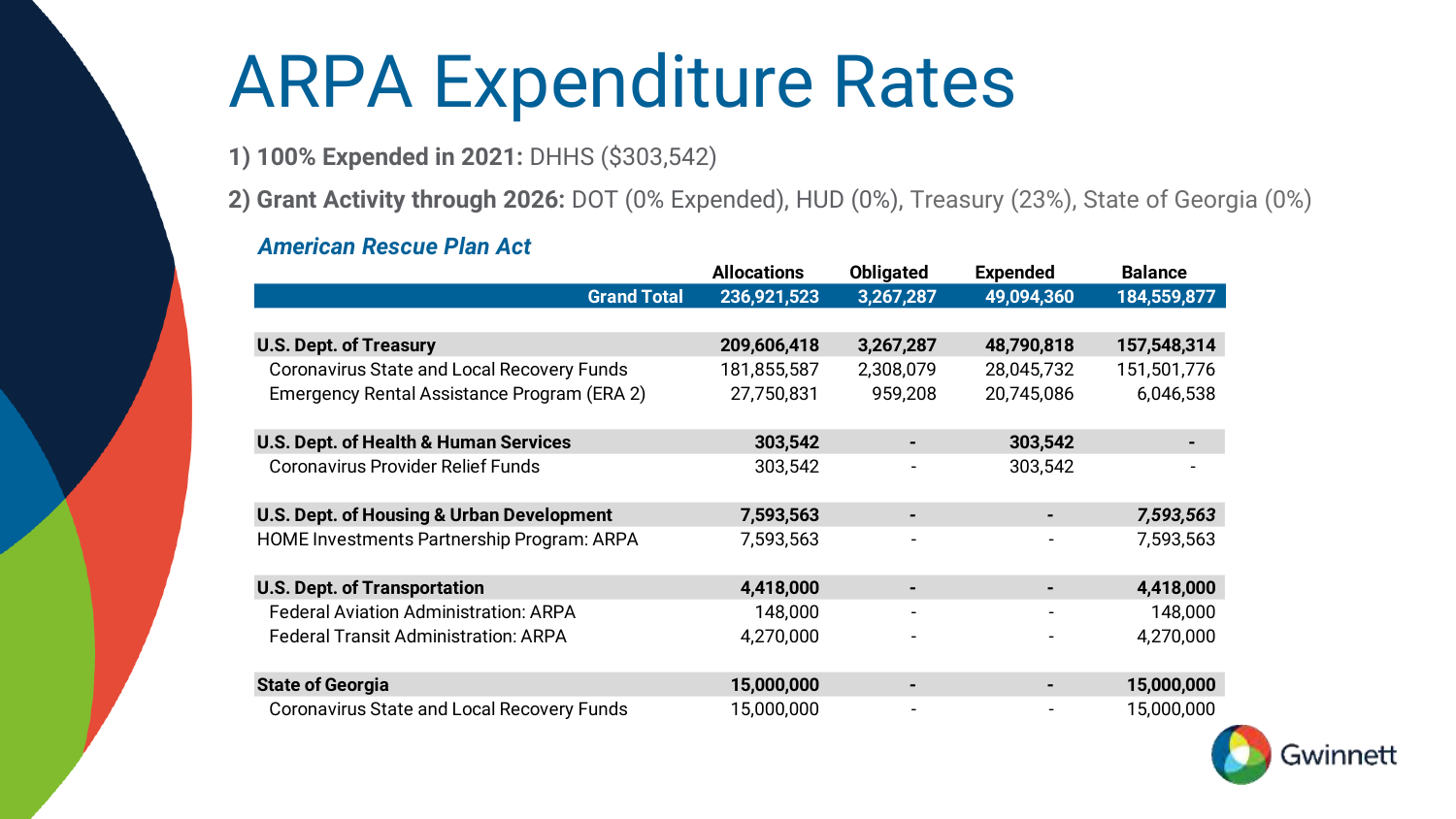# ARPA Expenditure Rates

**1) 100% Expended in 2021:** DHHS ($303,542)

**2) Grant Activity through 2026:** DOT (0% Expended), HUD (0%), Treasury (23%), State of Georgia (0%)

***American Rescue Plan Act***

| | Allocations | Obligated | Expended | Balance |
|---|---|---|---|---|
| **Grand Total** | **236,921,523** | **3,267,287** | **49,094,360** | **184,559,877** |
| **U.S. Dept. of Treasury** | **209,606,418** | **3,267,287** | **48,790,818** | **157,548,314** |
| Coronavirus State and Local Recovery Funds | 181,855,587 | 2,308,079 | 28,045,732 | 151,501,776 |
| Emergency Rental Assistance Program (ERA 2) | 27,750,831 | 959,208 | 20,745,086 | 6,046,538 |
| **U.S. Dept. of Health & Human Services** | **303,542** | **-** | **303,542** | **-** |
| Coronavirus Provider Relief Funds | 303,542 | - | 303,542 | - |
| **U.S. Dept. of Housing & Urban Development** | **7,593,563** | **-** | **-** | ***7,593,563*** |
| HOME Investments Partnership Program: ARPA | 7,593,563 | - | - | 7,593,563 |
| **U.S. Dept. of Transportation** | **4,418,000** | **-** | **-** | **4,418,000** |
| Federal Aviation Administration: ARPA | 148,000 | - | - | 148,000 |
| Federal Transit Administration: ARPA | 4,270,000 | - | - | 4,270,000 |
| **State of Georgia** | **15,000,000** | **-** | **-** | **15,000,000** |
| Coronavirus State and Local Recovery Funds | 15,000,000 | - | - | 15,000,000 |

Gwinnett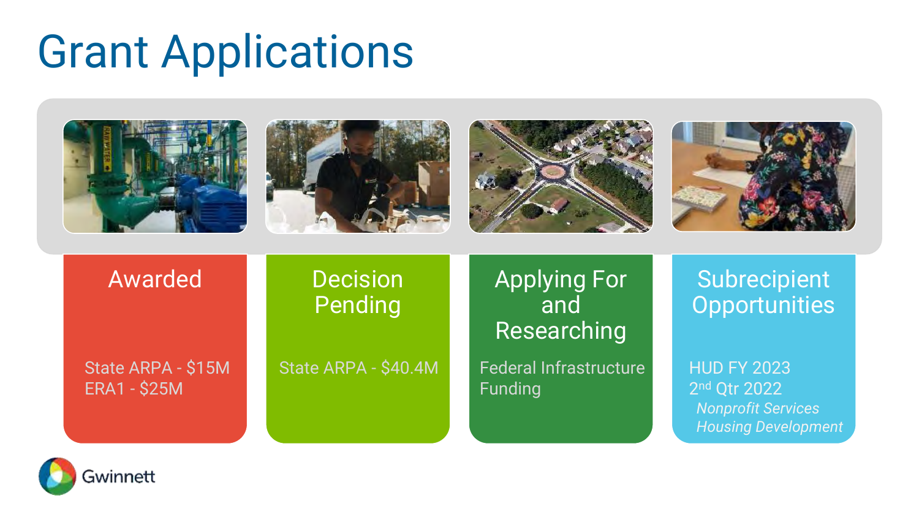# Grant Applications

## Awarded

State ARPA - $15M
ERA1 - $25M

## Decision Pending

State ARPA - $40.4M

## Applying For and Researching

Federal Infrastructure Funding

## Subrecipient Opportunities

HUD FY 2023
2nd Qtr 2022

*Nonprofit Services*
*Housing Development*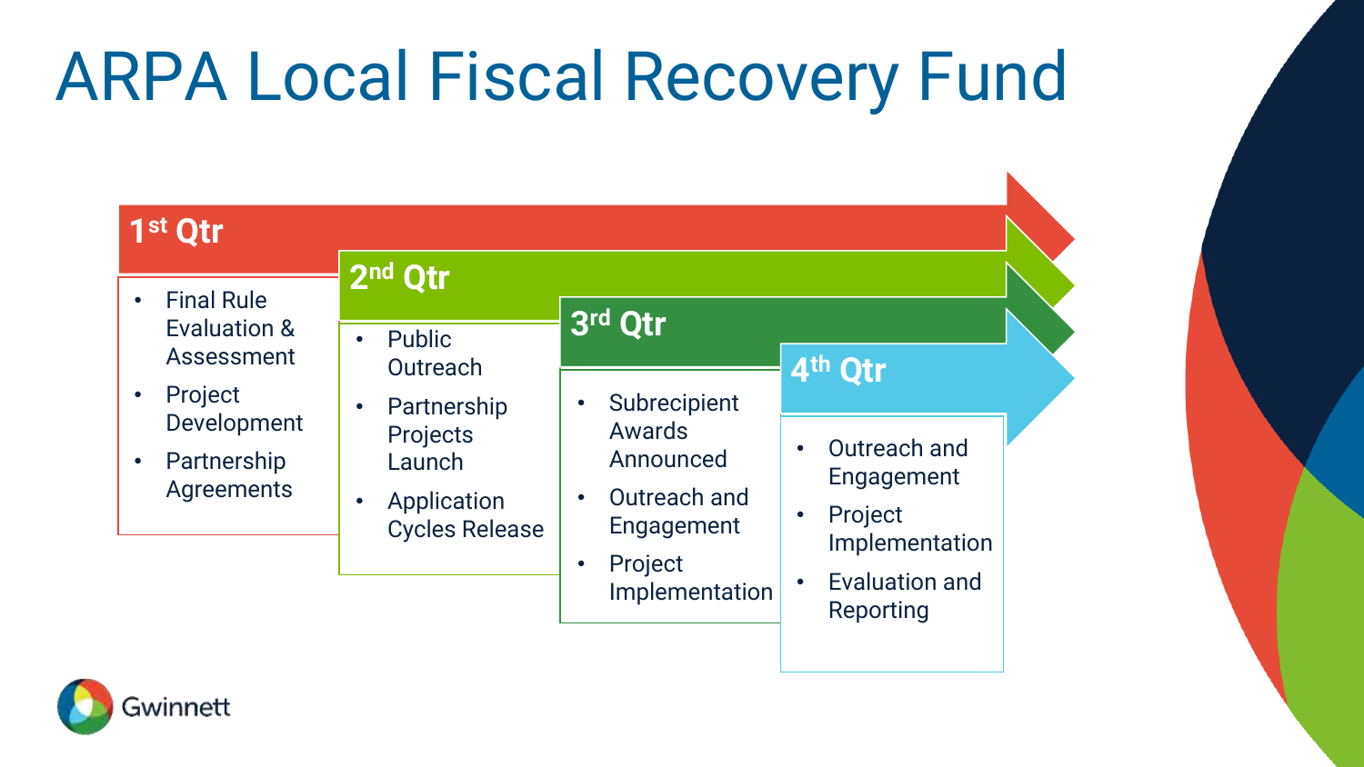# ARPA Local Fiscal Recovery Fund

## 1st Qtr

- Final Rule Evaluation & Assessment
- Project Development
- Partnership Agreements

## 2nd Qtr

- Public Outreach
- Partnership Projects Launch
- Application Cycles Release

## 3rd Qtr

- Subrecipient Awards Announced
- Outreach and Engagement
- Project Implementation

## 4th Qtr

- Outreach and Engagement
- Project Implementation
- Evaluation and Reporting

Gwinnett